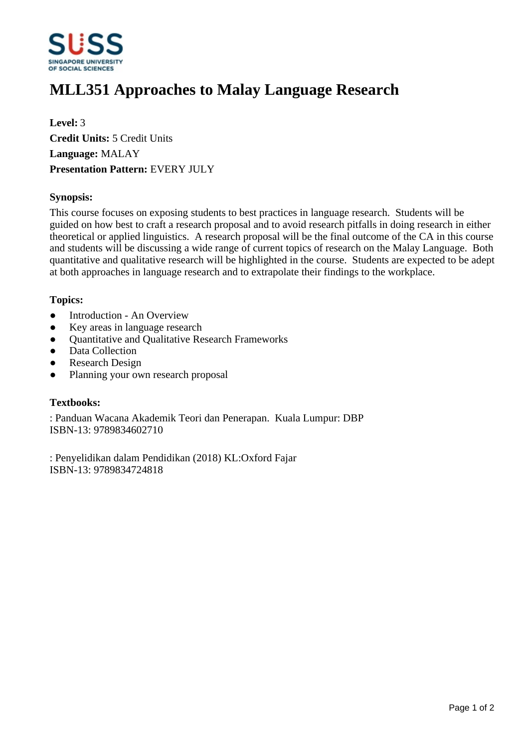# MLL351 Approaches to Malay Language Research

**Level:** 3
**Credit Units:** 5 Credit Units
**Language:** MALAY
**Presentation Pattern:** EVERY JULY

### Synopsis:

This course focuses on exposing students to best practices in language research. Students will be guided on how best to craft a research proposal and to avoid research pitfalls in doing research in either theoretical or applied linguistics. A research proposal will be the final outcome of the CA in this course and students will be discussing a wide range of current topics of research on the Malay Language. Both quantitative and qualitative research will be highlighted in the course. Students are expected to be adept at both approaches in language research and to extrapolate their findings to the workplace.

### Topics:

- Introduction - An Overview
- Key areas in language research
- Quantitative and Qualitative Research Frameworks
- Data Collection
- Research Design
- Planning your own research proposal

### Textbooks:

: Panduan Wacana Akademik Teori dan Penerapan. Kuala Lumpur: DBP
ISBN-13: 9789834602710

: Penyelidikan dalam Pendidikan (2018) KL:Oxford Fajar
ISBN-13: 9789834724818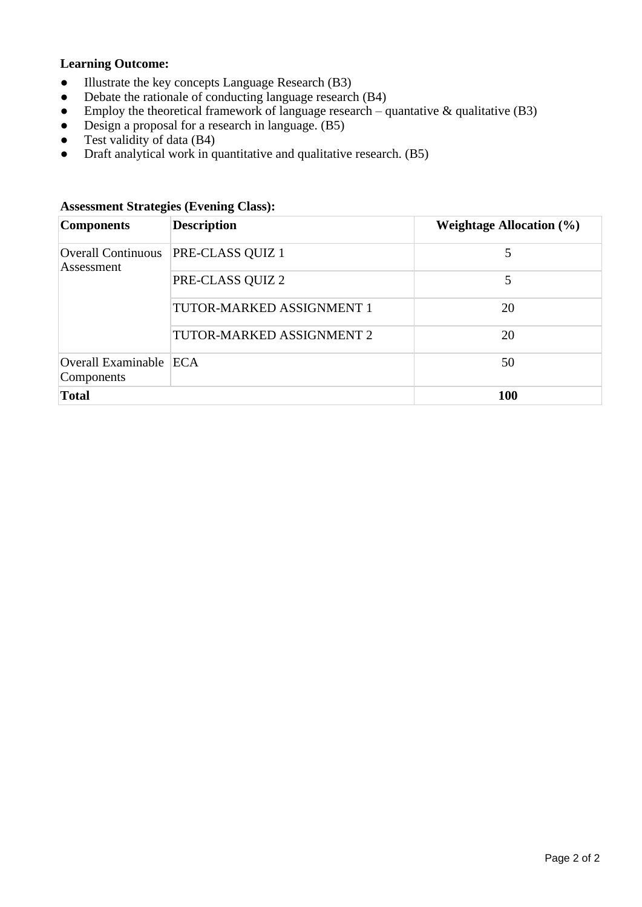**Learning Outcome:**

- Illustrate the key concepts Language Research (B3)
- Debate the rationale of conducting language research (B4)
- Employ the theoretical framework of language research – quantative & qualitative (B3)
- Design a proposal for a research in language. (B5)
- Test validity of data (B4)
- Draft analytical work in quantitative and qualitative research. (B5)

**Assessment Strategies (Evening Class):**

| **Components** | **Description** | **Weightage Allocation (%)** |
|---|---|---|
| Overall Continuous Assessment | PRE-CLASS QUIZ 1 | 5 |
| | PRE-CLASS QUIZ 2 | 5 |
| | TUTOR-MARKED ASSIGNMENT 1 | 20 |
| | TUTOR-MARKED ASSIGNMENT 2 | 20 |
| Overall Examinable Components | ECA | 50 |
| **Total** | | **100** |